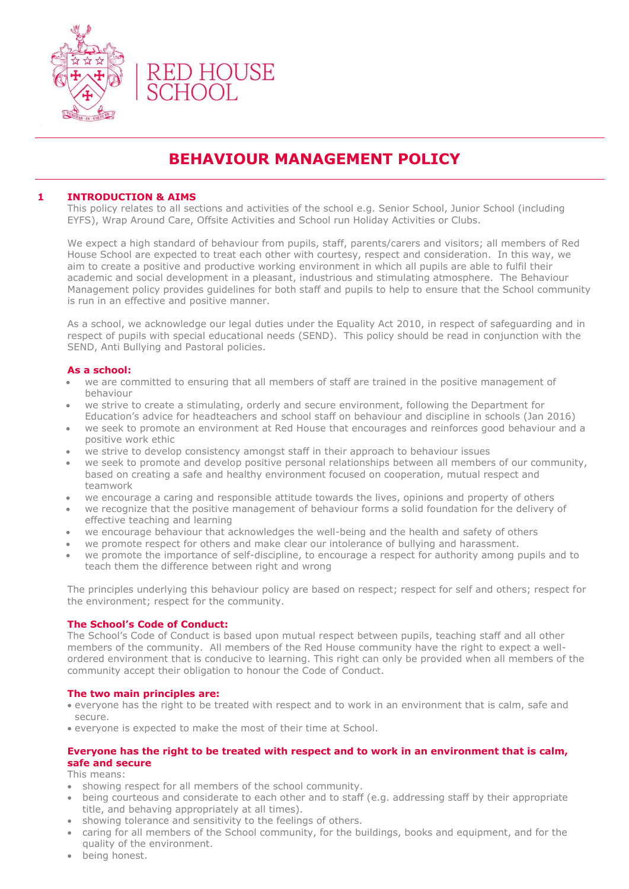RED HOUSE SCHOOL

# BEHAVIOUR MANAGEMENT POLICY

## 1 INTRODUCTION & AIMS

This policy relates to all sections and activities of the school e.g. Senior School, Junior School (including EYFS), Wrap Around Care, Offsite Activities and School run Holiday Activities or Clubs.

We expect a high standard of behaviour from pupils, staff, parents/carers and visitors; all members of Red House School are expected to treat each other with courtesy, respect and consideration. In this way, we aim to create a positive and productive working environment in which all pupils are able to fulfil their academic and social development in a pleasant, industrious and stimulating atmosphere. The Behaviour Management policy provides guidelines for both staff and pupils to help to ensure that the School community is run in an effective and positive manner.

As a school, we acknowledge our legal duties under the Equality Act 2010, in respect of safeguarding and in respect of pupils with special educational needs (SEND). This policy should be read in conjunction with the SEND, Anti Bullying and Pastoral policies.

### As a school:

- we are committed to ensuring that all members of staff are trained in the positive management of behaviour
- we strive to create a stimulating, orderly and secure environment, following the Department for Education's advice for headteachers and school staff on behaviour and discipline in schools (Jan 2016)
- we seek to promote an environment at Red House that encourages and reinforces good behaviour and a positive work ethic
- we strive to develop consistency amongst staff in their approach to behaviour issues
- we seek to promote and develop positive personal relationships between all members of our community, based on creating a safe and healthy environment focused on cooperation, mutual respect and teamwork
- we encourage a caring and responsible attitude towards the lives, opinions and property of others
- we recognize that the positive management of behaviour forms a solid foundation for the delivery of effective teaching and learning
- we encourage behaviour that acknowledges the well-being and the health and safety of others
- we promote respect for others and make clear our intolerance of bullying and harassment.
- we promote the importance of self-discipline, to encourage a respect for authority among pupils and to teach them the difference between right and wrong

The principles underlying this behaviour policy are based on respect; respect for self and others; respect for the environment; respect for the community.

### The School's Code of Conduct:

The School's Code of Conduct is based upon mutual respect between pupils, teaching staff and all other members of the community. All members of the Red House community have the right to expect a well-ordered environment that is conducive to learning. This right can only be provided when all members of the community accept their obligation to honour the Code of Conduct.

### The two main principles are:

- everyone has the right to be treated with respect and to work in an environment that is calm, safe and secure.
- everyone is expected to make the most of their time at School.

### Everyone has the right to be treated with respect and to work in an environment that is calm, safe and secure

This means:

- showing respect for all members of the school community.
- being courteous and considerate to each other and to staff (e.g. addressing staff by their appropriate title, and behaving appropriately at all times).
- showing tolerance and sensitivity to the feelings of others.
- caring for all members of the School community, for the buildings, books and equipment, and for the quality of the environment.
- being honest.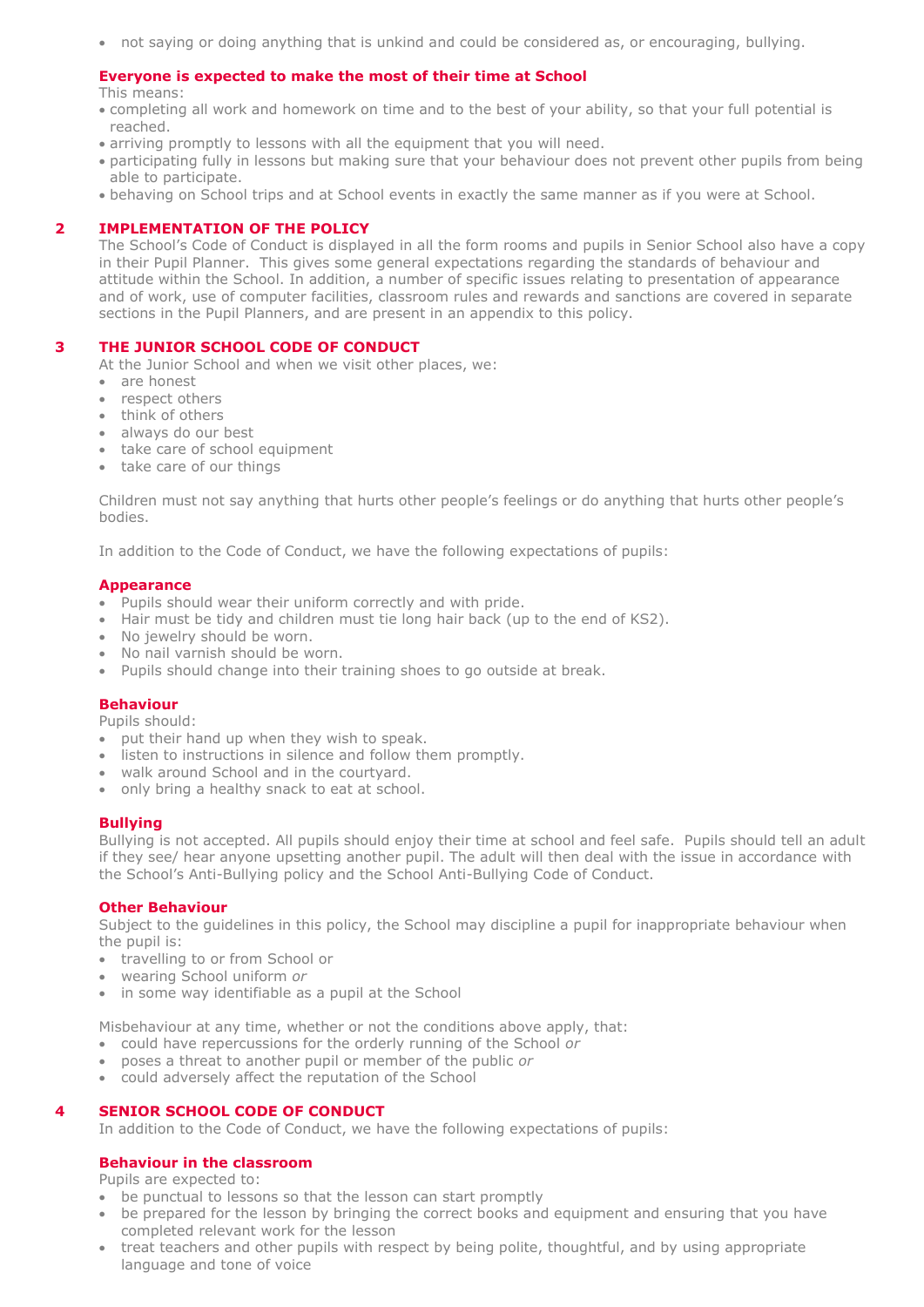- not saying or doing anything that is unkind and could be considered as, or encouraging, bullying.

**Everyone is expected to make the most of their time at School**

This means:

- completing all work and homework on time and to the best of your ability, so that your full potential is reached.
- arriving promptly to lessons with all the equipment that you will need.
- participating fully in lessons but making sure that your behaviour does not prevent other pupils from being able to participate.
- behaving on School trips and at School events in exactly the same manner as if you were at School.

## 2 IMPLEMENTATION OF THE POLICY

The School's Code of Conduct is displayed in all the form rooms and pupils in Senior School also have a copy in their Pupil Planner. This gives some general expectations regarding the standards of behaviour and attitude within the School. In addition, a number of specific issues relating to presentation of appearance and of work, use of computer facilities, classroom rules and rewards and sanctions are covered in separate sections in the Pupil Planners, and are present in an appendix to this policy.

## 3 THE JUNIOR SCHOOL CODE OF CONDUCT

At the Junior School and when we visit other places, we:

- are honest
- respect others
- think of others
- always do our best
- take care of school equipment
- take care of our things

Children must not say anything that hurts other people's feelings or do anything that hurts other people's bodies.

In addition to the Code of Conduct, we have the following expectations of pupils:

**Appearance**

- Pupils should wear their uniform correctly and with pride.
- Hair must be tidy and children must tie long hair back (up to the end of KS2).
- No jewelry should be worn.
- No nail varnish should be worn.
- Pupils should change into their training shoes to go outside at break.

**Behaviour**

Pupils should:

- put their hand up when they wish to speak.
- listen to instructions in silence and follow them promptly.
- walk around School and in the courtyard.
- only bring a healthy snack to eat at school.

**Bullying**

Bullying is not accepted. All pupils should enjoy their time at school and feel safe. Pupils should tell an adult if they see/ hear anyone upsetting another pupil. The adult will then deal with the issue in accordance with the School's Anti-Bullying policy and the School Anti-Bullying Code of Conduct.

**Other Behaviour**

Subject to the guidelines in this policy, the School may discipline a pupil for inappropriate behaviour when the pupil is:

- travelling to or from School or
- wearing School uniform *or*
- in some way identifiable as a pupil at the School

Misbehaviour at any time, whether or not the conditions above apply, that:

- could have repercussions for the orderly running of the School *or*
- poses a threat to another pupil or member of the public *or*
- could adversely affect the reputation of the School

## 4 SENIOR SCHOOL CODE OF CONDUCT

In addition to the Code of Conduct, we have the following expectations of pupils:

**Behaviour in the classroom**

Pupils are expected to:

- be punctual to lessons so that the lesson can start promptly
- be prepared for the lesson by bringing the correct books and equipment and ensuring that you have completed relevant work for the lesson
- treat teachers and other pupils with respect by being polite, thoughtful, and by using appropriate language and tone of voice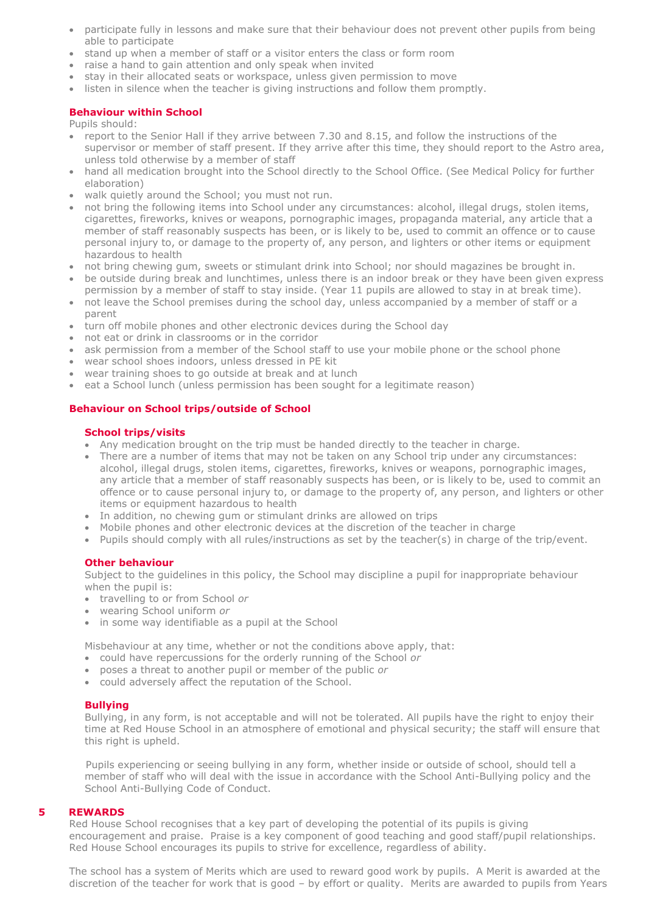- participate fully in lessons and make sure that their behaviour does not prevent other pupils from being able to participate
- stand up when a member of staff or a visitor enters the class or form room
- raise a hand to gain attention and only speak when invited
- stay in their allocated seats or workspace, unless given permission to move
- listen in silence when the teacher is giving instructions and follow them promptly.

**Behaviour within School**

Pupils should:

- report to the Senior Hall if they arrive between 7.30 and 8.15, and follow the instructions of the supervisor or member of staff present. If they arrive after this time, they should report to the Astro area, unless told otherwise by a member of staff
- hand all medication brought into the School directly to the School Office. (See Medical Policy for further elaboration)
- walk quietly around the School; you must not run.
- not bring the following items into School under any circumstances: alcohol, illegal drugs, stolen items, cigarettes, fireworks, knives or weapons, pornographic images, propaganda material, any article that a member of staff reasonably suspects has been, or is likely to be, used to commit an offence or to cause personal injury to, or damage to the property of, any person, and lighters or other items or equipment hazardous to health
- not bring chewing gum, sweets or stimulant drink into School; nor should magazines be brought in.
- be outside during break and lunchtimes, unless there is an indoor break or they have been given express permission by a member of staff to stay inside. (Year 11 pupils are allowed to stay in at break time).
- not leave the School premises during the school day, unless accompanied by a member of staff or a parent
- turn off mobile phones and other electronic devices during the School day
- not eat or drink in classrooms or in the corridor
- ask permission from a member of the School staff to use your mobile phone or the school phone
- wear school shoes indoors, unless dressed in PE kit
- wear training shoes to go outside at break and at lunch
- eat a School lunch (unless permission has been sought for a legitimate reason)

**Behaviour on School trips/outside of School**

**School trips/visits**

- Any medication brought on the trip must be handed directly to the teacher in charge.
- There are a number of items that may not be taken on any School trip under any circumstances: alcohol, illegal drugs, stolen items, cigarettes, fireworks, knives or weapons, pornographic images, any article that a member of staff reasonably suspects has been, or is likely to be, used to commit an offence or to cause personal injury to, or damage to the property of, any person, and lighters or other items or equipment hazardous to health
- In addition, no chewing gum or stimulant drinks are allowed on trips
- Mobile phones and other electronic devices at the discretion of the teacher in charge
- Pupils should comply with all rules/instructions as set by the teacher(s) in charge of the trip/event.

**Other behaviour**

Subject to the guidelines in this policy, the School may discipline a pupil for inappropriate behaviour when the pupil is:

- travelling to or from School *or*
- wearing School uniform *or*
- in some way identifiable as a pupil at the School

Misbehaviour at any time, whether or not the conditions above apply, that:

- could have repercussions for the orderly running of the School *or*
- poses a threat to another pupil or member of the public *or*
- could adversely affect the reputation of the School.

**Bullying**

Bullying, in any form, is not acceptable and will not be tolerated. All pupils have the right to enjoy their time at Red House School in an atmosphere of emotional and physical security; the staff will ensure that this right is upheld.

Pupils experiencing or seeing bullying in any form, whether inside or outside of school, should tell a member of staff who will deal with the issue in accordance with the School Anti-Bullying policy and the School Anti-Bullying Code of Conduct.

## 5 REWARDS

Red House School recognises that a key part of developing the potential of its pupils is giving encouragement and praise. Praise is a key component of good teaching and good staff/pupil relationships. Red House School encourages its pupils to strive for excellence, regardless of ability.

The school has a system of Merits which are used to reward good work by pupils. A Merit is awarded at the discretion of the teacher for work that is good – by effort or quality. Merits are awarded to pupils from Years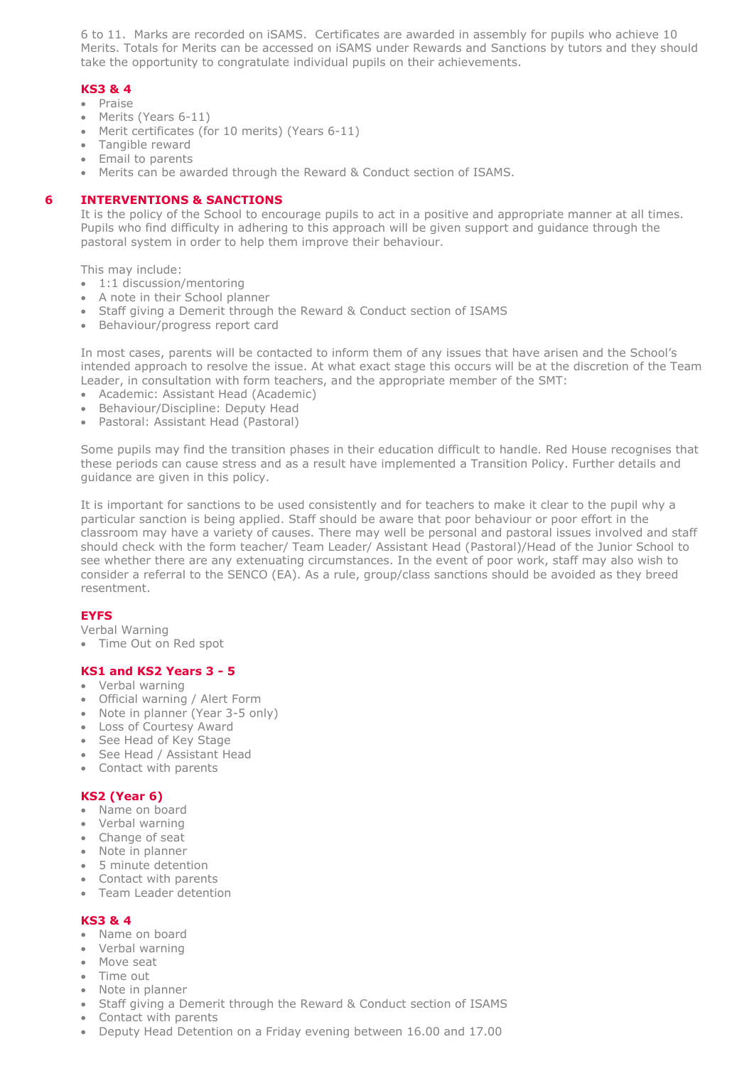6 to 11. Marks are recorded on iSAMS. Certificates are awarded in assembly for pupils who achieve 10 Merits. Totals for Merits can be accessed on iSAMS under Rewards and Sanctions by tutors and they should take the opportunity to congratulate individual pupils on their achievements.

**KS3 & 4**

- Praise
- Merits (Years 6-11)
- Merit certificates (for 10 merits) (Years 6-11)
- Tangible reward
- Email to parents
- Merits can be awarded through the Reward & Conduct section of ISAMS.

## 6 INTERVENTIONS & SANCTIONS

It is the policy of the School to encourage pupils to act in a positive and appropriate manner at all times. Pupils who find difficulty in adhering to this approach will be given support and guidance through the pastoral system in order to help them improve their behaviour.

This may include:

- 1:1 discussion/mentoring
- A note in their School planner
- Staff giving a Demerit through the Reward & Conduct section of ISAMS
- Behaviour/progress report card

In most cases, parents will be contacted to inform them of any issues that have arisen and the School's intended approach to resolve the issue. At what exact stage this occurs will be at the discretion of the Team Leader, in consultation with form teachers, and the appropriate member of the SMT:

- Academic: Assistant Head (Academic)
- Behaviour/Discipline: Deputy Head
- Pastoral: Assistant Head (Pastoral)

Some pupils may find the transition phases in their education difficult to handle. Red House recognises that these periods can cause stress and as a result have implemented a Transition Policy. Further details and guidance are given in this policy.

It is important for sanctions to be used consistently and for teachers to make it clear to the pupil why a particular sanction is being applied. Staff should be aware that poor behaviour or poor effort in the classroom may have a variety of causes. There may well be personal and pastoral issues involved and staff should check with the form teacher/ Team Leader/ Assistant Head (Pastoral)/Head of the Junior School to see whether there are any extenuating circumstances. In the event of poor work, staff may also wish to consider a referral to the SENCO (EA). As a rule, group/class sanctions should be avoided as they breed resentment.

**EYFS**

Verbal Warning

- Time Out on Red spot

**KS1 and KS2 Years 3 - 5**

- Verbal warning
- Official warning / Alert Form
- Note in planner (Year 3-5 only)
- Loss of Courtesy Award
- See Head of Key Stage
- See Head / Assistant Head
- Contact with parents

**KS2 (Year 6)**

- Name on board
- Verbal warning
- Change of seat
- Note in planner
- 5 minute detention
- Contact with parents
- Team Leader detention

**KS3 & 4**

- Name on board
- Verbal warning
- Move seat
- Time out
- Note in planner
- Staff giving a Demerit through the Reward & Conduct section of ISAMS
- Contact with parents
- Deputy Head Detention on a Friday evening between 16.00 and 17.00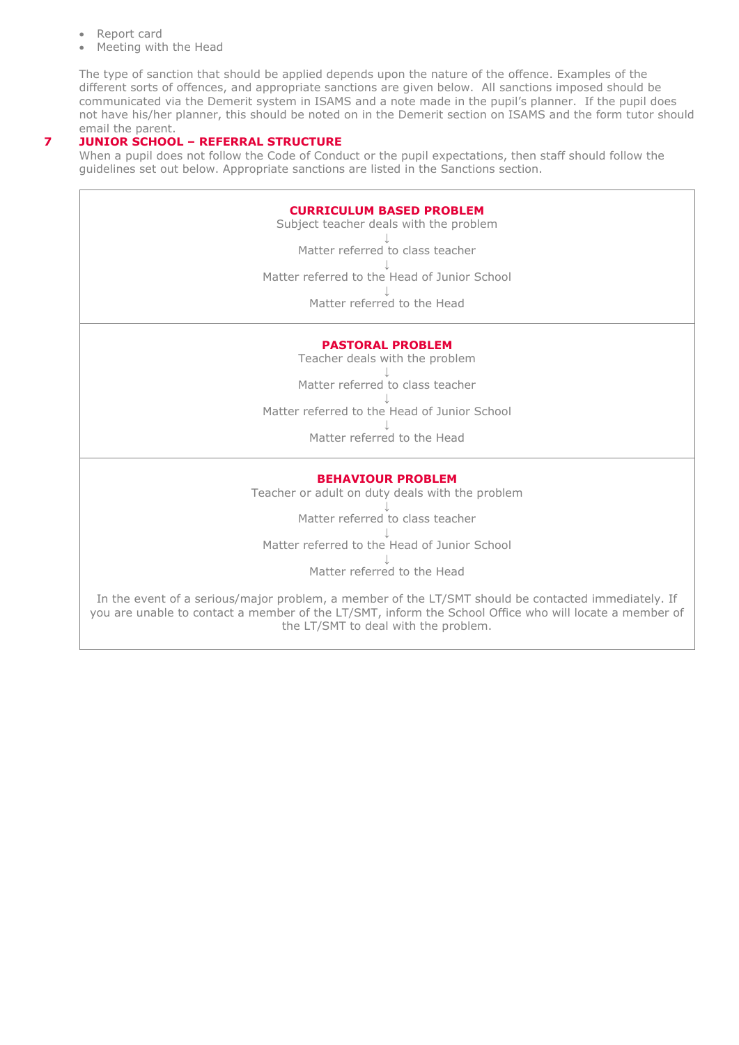- Report card
- Meeting with the Head

The type of sanction that should be applied depends upon the nature of the offence. Examples of the different sorts of offences, and appropriate sanctions are given below. All sanctions imposed should be communicated via the Demerit system in ISAMS and a note made in the pupil's planner. If the pupil does not have his/her planner, this should be noted on in the Demerit section on ISAMS and the form tutor should email the parent.

## 7 JUNIOR SCHOOL – REFERRAL STRUCTURE

When a pupil does not follow the Code of Conduct or the pupil expectations, then staff should follow the guidelines set out below. Appropriate sanctions are listed in the Sanctions section.

**CURRICULUM BASED PROBLEM**

Subject teacher deals with the problem
↓
Matter referred to class teacher
↓
Matter referred to the Head of Junior School
↓
Matter referred to the Head

**PASTORAL PROBLEM**

Teacher deals with the problem
↓
Matter referred to class teacher
↓
Matter referred to the Head of Junior School
↓
Matter referred to the Head

**BEHAVIOUR PROBLEM**

Teacher or adult on duty deals with the problem
↓
Matter referred to class teacher
↓
Matter referred to the Head of Junior School
↓
Matter referred to the Head

In the event of a serious/major problem, a member of the LT/SMT should be contacted immediately. If you are unable to contact a member of the LT/SMT, inform the School Office who will locate a member of the LT/SMT to deal with the problem.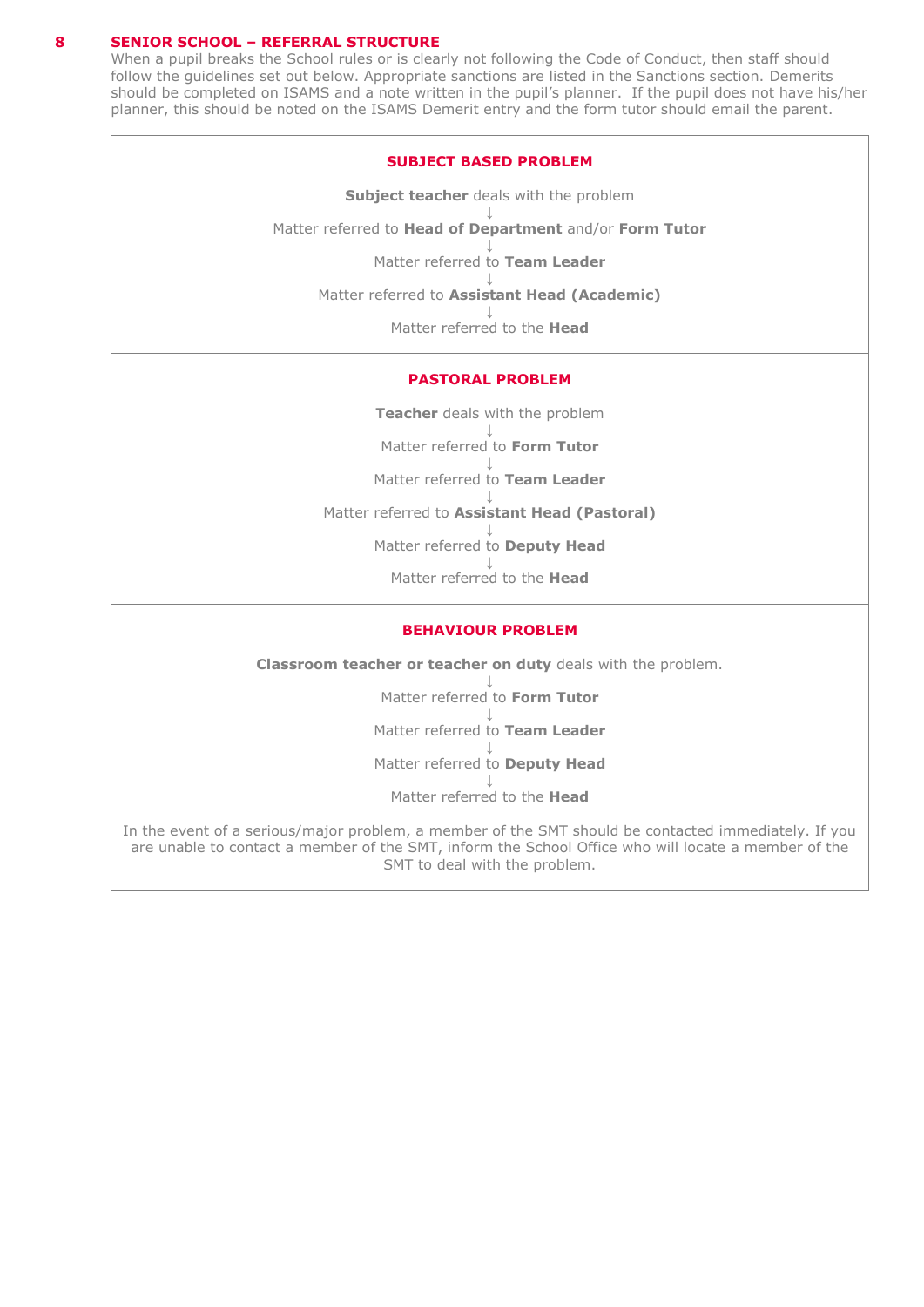## 8 SENIOR SCHOOL – REFERRAL STRUCTURE

When a pupil breaks the School rules or is clearly not following the Code of Conduct, then staff should follow the guidelines set out below. Appropriate sanctions are listed in the Sanctions section. Demerits should be completed on ISAMS and a note written in the pupil's planner. If the pupil does not have his/her planner, this should be noted on the ISAMS Demerit entry and the form tutor should email the parent.

### SUBJECT BASED PROBLEM

**Subject teacher** deals with the problem

↓

Matter referred to **Head of Department** and/or **Form Tutor**

↓

Matter referred to **Team Leader**

↓

Matter referred to **Assistant Head (Academic)**

↓

Matter referred to the **Head**

### PASTORAL PROBLEM

**Teacher** deals with the problem

↓

Matter referred to **Form Tutor**

↓

Matter referred to **Team Leader**

↓

Matter referred to **Assistant Head (Pastoral)**

↓

Matter referred to **Deputy Head**

↓

Matter referred to the **Head**

### BEHAVIOUR PROBLEM

**Classroom teacher or teacher on duty** deals with the problem.

↓

Matter referred to **Form Tutor**

↓

Matter referred to **Team Leader**

↓

Matter referred to **Deputy Head**

↓

Matter referred to the **Head**

In the event of a serious/major problem, a member of the SMT should be contacted immediately. If you are unable to contact a member of the SMT, inform the School Office who will locate a member of the SMT to deal with the problem.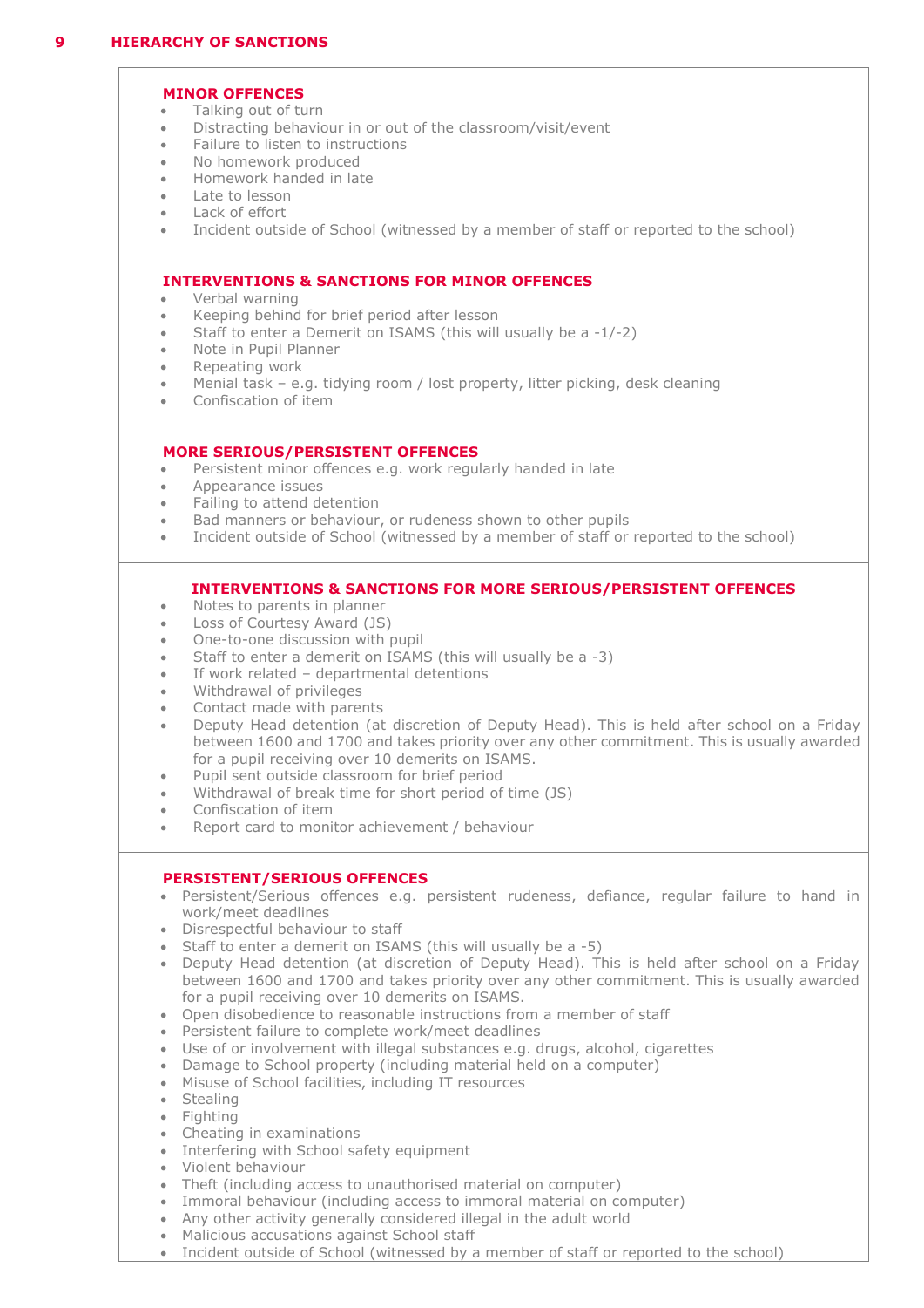## 9 HIERARCHY OF SANCTIONS

### MINOR OFFENCES

- Talking out of turn
- Distracting behaviour in or out of the classroom/visit/event
- Failure to listen to instructions
- No homework produced
- Homework handed in late
- Late to lesson
- Lack of effort
- Incident outside of School (witnessed by a member of staff or reported to the school)

### INTERVENTIONS & SANCTIONS FOR MINOR OFFENCES

- Verbal warning
- Keeping behind for brief period after lesson
- Staff to enter a Demerit on ISAMS (this will usually be a -1/-2)
- Note in Pupil Planner
- Repeating work
- Menial task – e.g. tidying room / lost property, litter picking, desk cleaning
- Confiscation of item

### MORE SERIOUS/PERSISTENT OFFENCES

- Persistent minor offences e.g. work regularly handed in late
- Appearance issues
- Failing to attend detention
- Bad manners or behaviour, or rudeness shown to other pupils
- Incident outside of School (witnessed by a member of staff or reported to the school)

### INTERVENTIONS & SANCTIONS FOR MORE SERIOUS/PERSISTENT OFFENCES

- Notes to parents in planner
- Loss of Courtesy Award (JS)
- One-to-one discussion with pupil
- Staff to enter a demerit on ISAMS (this will usually be a -3)
- If work related – departmental detentions
- Withdrawal of privileges
- Contact made with parents
- Deputy Head detention (at discretion of Deputy Head). This is held after school on a Friday between 1600 and 1700 and takes priority over any other commitment. This is usually awarded for a pupil receiving over 10 demerits on ISAMS.
- Pupil sent outside classroom for brief period
- Withdrawal of break time for short period of time (JS)
- Confiscation of item
- Report card to monitor achievement / behaviour

### PERSISTENT/SERIOUS OFFENCES

- Persistent/Serious offences e.g. persistent rudeness, defiance, regular failure to hand in work/meet deadlines
- Disrespectful behaviour to staff
- Staff to enter a demerit on ISAMS (this will usually be a -5)
- Deputy Head detention (at discretion of Deputy Head). This is held after school on a Friday between 1600 and 1700 and takes priority over any other commitment. This is usually awarded for a pupil receiving over 10 demerits on ISAMS.
- Open disobedience to reasonable instructions from a member of staff
- Persistent failure to complete work/meet deadlines
- Use of or involvement with illegal substances e.g. drugs, alcohol, cigarettes
- Damage to School property (including material held on a computer)
- Misuse of School facilities, including IT resources
- Stealing
- Fighting
- Cheating in examinations
- Interfering with School safety equipment
- Violent behaviour
- Theft (including access to unauthorised material on computer)
- Immoral behaviour (including access to immoral material on computer)
- Any other activity generally considered illegal in the adult world
- Malicious accusations against School staff
- Incident outside of School (witnessed by a member of staff or reported to the school)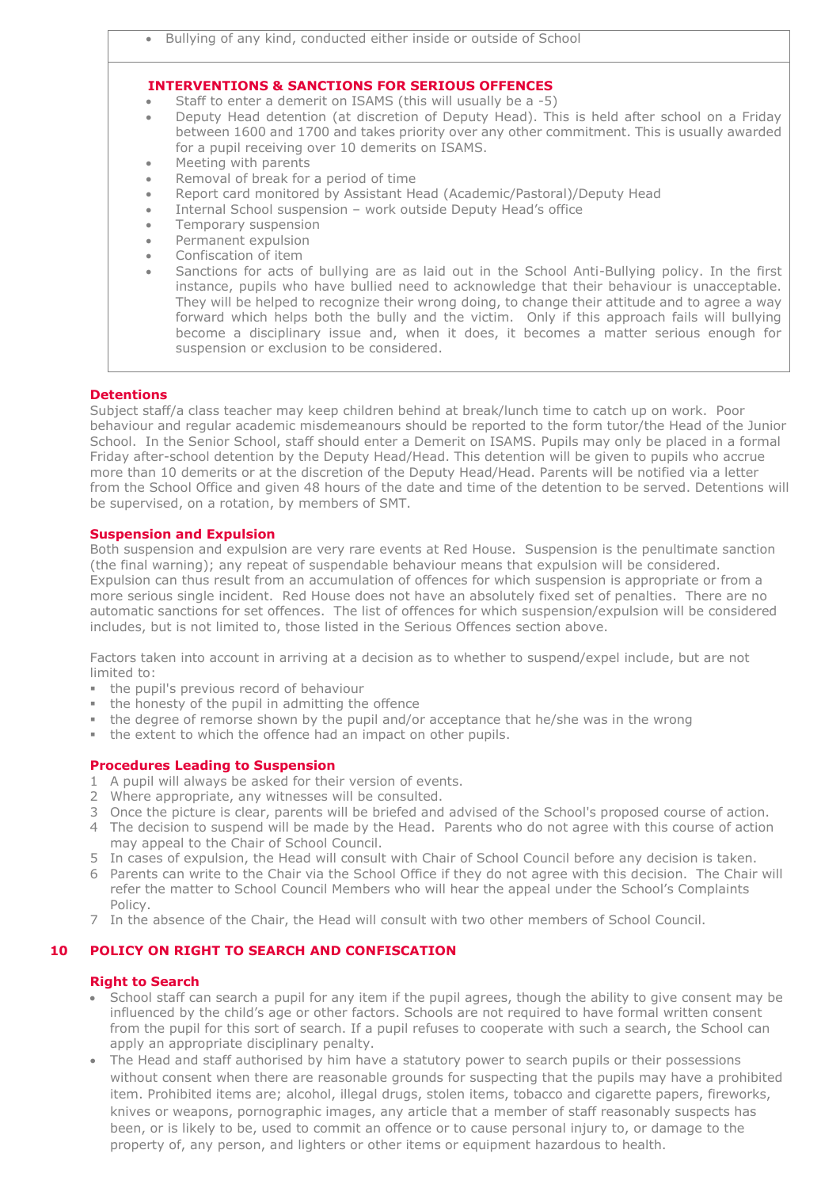- Bullying of any kind, conducted either inside or outside of School

**INTERVENTIONS & SANCTIONS FOR SERIOUS OFFENCES**

- Staff to enter a demerit on ISAMS (this will usually be a -5)
- Deputy Head detention (at discretion of Deputy Head). This is held after school on a Friday between 1600 and 1700 and takes priority over any other commitment. This is usually awarded for a pupil receiving over 10 demerits on ISAMS.
- Meeting with parents
- Removal of break for a period of time
- Report card monitored by Assistant Head (Academic/Pastoral)/Deputy Head
- Internal School suspension – work outside Deputy Head's office
- Temporary suspension
- Permanent expulsion
- Confiscation of item
- Sanctions for acts of bullying are as laid out in the School Anti-Bullying policy. In the first instance, pupils who have bullied need to acknowledge that their behaviour is unacceptable. They will be helped to recognize their wrong doing, to change their attitude and to agree a way forward which helps both the bully and the victim. Only if this approach fails will bullying become a disciplinary issue and, when it does, it becomes a matter serious enough for suspension or exclusion to be considered.

### Detentions

Subject staff/a class teacher may keep children behind at break/lunch time to catch up on work. Poor behaviour and regular academic misdemeanours should be reported to the form tutor/the Head of the Junior School. In the Senior School, staff should enter a Demerit on ISAMS. Pupils may only be placed in a formal Friday after-school detention by the Deputy Head/Head. This detention will be given to pupils who accrue more than 10 demerits or at the discretion of the Deputy Head/Head. Parents will be notified via a letter from the School Office and given 48 hours of the date and time of the detention to be served. Detentions will be supervised, on a rotation, by members of SMT.

### Suspension and Expulsion

Both suspension and expulsion are very rare events at Red House. Suspension is the penultimate sanction (the final warning); any repeat of suspendable behaviour means that expulsion will be considered. Expulsion can thus result from an accumulation of offences for which suspension is appropriate or from a more serious single incident. Red House does not have an absolutely fixed set of penalties. There are no automatic sanctions for set offences. The list of offences for which suspension/expulsion will be considered includes, but is not limited to, those listed in the Serious Offences section above.

Factors taken into account in arriving at a decision as to whether to suspend/expel include, but are not limited to:

- the pupil's previous record of behaviour
- the honesty of the pupil in admitting the offence
- the degree of remorse shown by the pupil and/or acceptance that he/she was in the wrong
- the extent to which the offence had an impact on other pupils.

### Procedures Leading to Suspension

1. A pupil will always be asked for their version of events.
2. Where appropriate, any witnesses will be consulted.
3. Once the picture is clear, parents will be briefed and advised of the School's proposed course of action.
4. The decision to suspend will be made by the Head. Parents who do not agree with this course of action may appeal to the Chair of School Council.
5. In cases of expulsion, the Head will consult with Chair of School Council before any decision is taken.
6. Parents can write to the Chair via the School Office if they do not agree with this decision. The Chair will refer the matter to School Council Members who will hear the appeal under the School's Complaints Policy.
7. In the absence of the Chair, the Head will consult with two other members of School Council.

## 10 POLICY ON RIGHT TO SEARCH AND CONFISCATION

### Right to Search

- School staff can search a pupil for any item if the pupil agrees, though the ability to give consent may be influenced by the child's age or other factors. Schools are not required to have formal written consent from the pupil for this sort of search. If a pupil refuses to cooperate with such a search, the School can apply an appropriate disciplinary penalty.
- The Head and staff authorised by him have a statutory power to search pupils or their possessions without consent when there are reasonable grounds for suspecting that the pupils may have a prohibited item. Prohibited items are; alcohol, illegal drugs, stolen items, tobacco and cigarette papers, fireworks, knives or weapons, pornographic images, any article that a member of staff reasonably suspects has been, or is likely to be, used to commit an offence or to cause personal injury to, or damage to the property of, any person, and lighters or other items or equipment hazardous to health.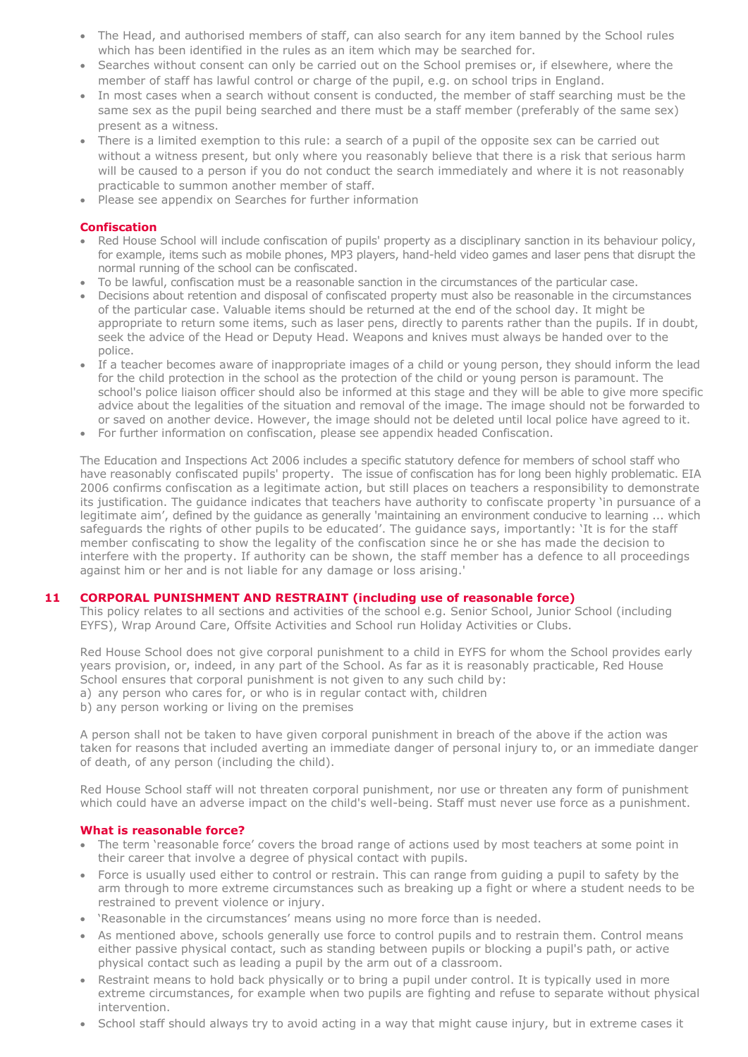- The Head, and authorised members of staff, can also search for any item banned by the School rules which has been identified in the rules as an item which may be searched for.
- Searches without consent can only be carried out on the School premises or, if elsewhere, where the member of staff has lawful control or charge of the pupil, e.g. on school trips in England.
- In most cases when a search without consent is conducted, the member of staff searching must be the same sex as the pupil being searched and there must be a staff member (preferably of the same sex) present as a witness.
- There is a limited exemption to this rule: a search of a pupil of the opposite sex can be carried out without a witness present, but only where you reasonably believe that there is a risk that serious harm will be caused to a person if you do not conduct the search immediately and where it is not reasonably practicable to summon another member of staff.
- Please see appendix on Searches for further information

### Confiscation

- Red House School will include confiscation of pupils' property as a disciplinary sanction in its behaviour policy, for example, items such as mobile phones, MP3 players, hand-held video games and laser pens that disrupt the normal running of the school can be confiscated.
- To be lawful, confiscation must be a reasonable sanction in the circumstances of the particular case.
- Decisions about retention and disposal of confiscated property must also be reasonable in the circumstances of the particular case. Valuable items should be returned at the end of the school day. It might be appropriate to return some items, such as laser pens, directly to parents rather than the pupils. If in doubt, seek the advice of the Head or Deputy Head. Weapons and knives must always be handed over to the police.
- If a teacher becomes aware of inappropriate images of a child or young person, they should inform the lead for the child protection in the school as the protection of the child or young person is paramount. The school's police liaison officer should also be informed at this stage and they will be able to give more specific advice about the legalities of the situation and removal of the image. The image should not be forwarded to or saved on another device. However, the image should not be deleted until local police have agreed to it.
- For further information on confiscation, please see appendix headed Confiscation.

The Education and Inspections Act 2006 includes a specific statutory defence for members of school staff who have reasonably confiscated pupils' property. The issue of confiscation has for long been highly problematic. EIA 2006 confirms confiscation as a legitimate action, but still places on teachers a responsibility to demonstrate its justification. The guidance indicates that teachers have authority to confiscate property 'in pursuance of a legitimate aim', defined by the guidance as generally 'maintaining an environment conducive to learning ... which safeguards the rights of other pupils to be educated'. The guidance says, importantly: 'It is for the staff member confiscating to show the legality of the confiscation since he or she has made the decision to interfere with the property. If authority can be shown, the staff member has a defence to all proceedings against him or her and is not liable for any damage or loss arising.'

## 11 CORPORAL PUNISHMENT AND RESTRAINT (including use of reasonable force)

This policy relates to all sections and activities of the school e.g. Senior School, Junior School (including EYFS), Wrap Around Care, Offsite Activities and School run Holiday Activities or Clubs.

Red House School does not give corporal punishment to a child in EYFS for whom the School provides early years provision, or, indeed, in any part of the School. As far as it is reasonably practicable, Red House School ensures that corporal punishment is not given to any such child by:

a) any person who cares for, or who is in regular contact with, children
b) any person working or living on the premises

A person shall not be taken to have given corporal punishment in breach of the above if the action was taken for reasons that included averting an immediate danger of personal injury to, or an immediate danger of death, of any person (including the child).

Red House School staff will not threaten corporal punishment, nor use or threaten any form of punishment which could have an adverse impact on the child's well-being. Staff must never use force as a punishment.

### What is reasonable force?

- The term 'reasonable force' covers the broad range of actions used by most teachers at some point in their career that involve a degree of physical contact with pupils.
- Force is usually used either to control or restrain. This can range from guiding a pupil to safety by the arm through to more extreme circumstances such as breaking up a fight or where a student needs to be restrained to prevent violence or injury.
- 'Reasonable in the circumstances' means using no more force than is needed.
- As mentioned above, schools generally use force to control pupils and to restrain them. Control means either passive physical contact, such as standing between pupils or blocking a pupil's path, or active physical contact such as leading a pupil by the arm out of a classroom.
- Restraint means to hold back physically or to bring a pupil under control. It is typically used in more extreme circumstances, for example when two pupils are fighting and refuse to separate without physical intervention.
- School staff should always try to avoid acting in a way that might cause injury, but in extreme cases it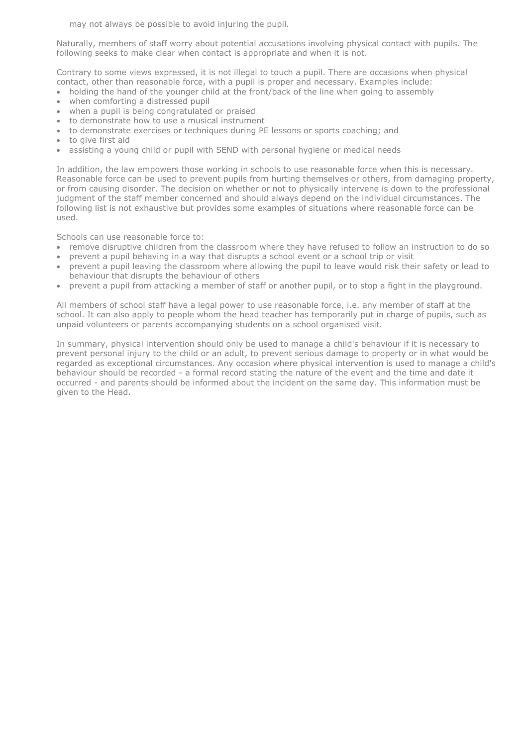may not always be possible to avoid injuring the pupil.

Naturally, members of staff worry about potential accusations involving physical contact with pupils. The following seeks to make clear when contact is appropriate and when it is not.

Contrary to some views expressed, it is not illegal to touch a pupil. There are occasions when physical contact, other than reasonable force, with a pupil is proper and necessary. Examples include:

- holding the hand of the younger child at the front/back of the line when going to assembly
- when comforting a distressed pupil
- when a pupil is being congratulated or praised
- to demonstrate how to use a musical instrument
- to demonstrate exercises or techniques during PE lessons or sports coaching; and
- to give first aid
- assisting a young child or pupil with SEND with personal hygiene or medical needs

In addition, the law empowers those working in schools to use reasonable force when this is necessary. Reasonable force can be used to prevent pupils from hurting themselves or others, from damaging property, or from causing disorder. The decision on whether or not to physically intervene is down to the professional judgment of the staff member concerned and should always depend on the individual circumstances. The following list is not exhaustive but provides some examples of situations where reasonable force can be used.

Schools can use reasonable force to:

- remove disruptive children from the classroom where they have refused to follow an instruction to do so
- prevent a pupil behaving in a way that disrupts a school event or a school trip or visit
- prevent a pupil leaving the classroom where allowing the pupil to leave would risk their safety or lead to behaviour that disrupts the behaviour of others
- prevent a pupil from attacking a member of staff or another pupil, or to stop a fight in the playground.

All members of school staff have a legal power to use reasonable force, i.e. any member of staff at the school. It can also apply to people whom the head teacher has temporarily put in charge of pupils, such as unpaid volunteers or parents accompanying students on a school organised visit.

In summary, physical intervention should only be used to manage a child's behaviour if it is necessary to prevent personal injury to the child or an adult, to prevent serious damage to property or in what would be regarded as exceptional circumstances. Any occasion where physical intervention is used to manage a child's behaviour should be recorded - a formal record stating the nature of the event and the time and date it occurred - and parents should be informed about the incident on the same day. This information must be given to the Head.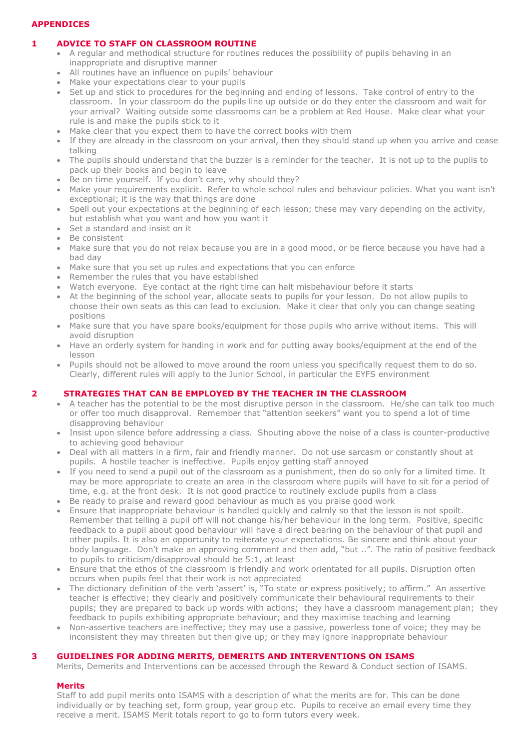# APPENDICES

## 1 ADVICE TO STAFF ON CLASSROOM ROUTINE

- A regular and methodical structure for routines reduces the possibility of pupils behaving in an inappropriate and disruptive manner
- All routines have an influence on pupils' behaviour
- Make your expectations clear to your pupils
- Set up and stick to procedures for the beginning and ending of lessons. Take control of entry to the classroom. In your classroom do the pupils line up outside or do they enter the classroom and wait for your arrival? Waiting outside some classrooms can be a problem at Red House. Make clear what your rule is and make the pupils stick to it
- Make clear that you expect them to have the correct books with them
- If they are already in the classroom on your arrival, then they should stand up when you arrive and cease talking
- The pupils should understand that the buzzer is a reminder for the teacher. It is not up to the pupils to pack up their books and begin to leave
- Be on time yourself. If you don't care, why should they?
- Make your requirements explicit. Refer to whole school rules and behaviour policies. What you want isn't exceptional; it is the way that things are done
- Spell out your expectations at the beginning of each lesson; these may vary depending on the activity, but establish what you want and how you want it
- Set a standard and insist on it
- Be consistent
- Make sure that you do not relax because you are in a good mood, or be fierce because you have had a bad day
- Make sure that you set up rules and expectations that you can enforce
- Remember the rules that you have established
- Watch everyone. Eye contact at the right time can halt misbehaviour before it starts
- At the beginning of the school year, allocate seats to pupils for your lesson. Do not allow pupils to choose their own seats as this can lead to exclusion. Make it clear that only you can change seating positions
- Make sure that you have spare books/equipment for those pupils who arrive without items. This will avoid disruption
- Have an orderly system for handing in work and for putting away books/equipment at the end of the lesson
- Pupils should not be allowed to move around the room unless you specifically request them to do so. Clearly, different rules will apply to the Junior School, in particular the EYFS environment

## 2 STRATEGIES THAT CAN BE EMPLOYED BY THE TEACHER IN THE CLASSROOM

- A teacher has the potential to be the most disruptive person in the classroom. He/she can talk too much or offer too much disapproval. Remember that "attention seekers" want you to spend a lot of time disapproving behaviour
- Insist upon silence before addressing a class. Shouting above the noise of a class is counter-productive to achieving good behaviour
- Deal with all matters in a firm, fair and friendly manner. Do not use sarcasm or constantly shout at pupils. A hostile teacher is ineffective. Pupils enjoy getting staff annoyed
- If you need to send a pupil out of the classroom as a punishment, then do so only for a limited time. It may be more appropriate to create an area in the classroom where pupils will have to sit for a period of time, e.g. at the front desk. It is not good practice to routinely exclude pupils from a class
- Be ready to praise and reward good behaviour as much as you praise good work
- Ensure that inappropriate behaviour is handled quickly and calmly so that the lesson is not spoilt. Remember that telling a pupil off will not change his/her behaviour in the long term. Positive, specific feedback to a pupil about good behaviour will have a direct bearing on the behaviour of that pupil and other pupils. It is also an opportunity to reiterate your expectations. Be sincere and think about your body language. Don't make an approving comment and then add, "but ..". The ratio of positive feedback to pupils to criticism/disapproval should be 5:1, at least
- Ensure that the ethos of the classroom is friendly and work orientated for all pupils. Disruption often occurs when pupils feel that their work is not appreciated
- The dictionary definition of the verb 'assert' is, "To state or express positively; to affirm." An assertive teacher is effective; they clearly and positively communicate their behavioural requirements to their pupils; they are prepared to back up words with actions; they have a classroom management plan; they feedback to pupils exhibiting appropriate behaviour; and they maximise teaching and learning
- Non-assertive teachers are ineffective; they may use a passive, powerless tone of voice; they may be inconsistent they may threaten but then give up; or they may ignore inappropriate behaviour

## 3 GUIDELINES FOR ADDING MERITS, DEMERITS AND INTERVENTIONS ON ISAMS

Merits, Demerits and Interventions can be accessed through the Reward & Conduct section of ISAMS.

### Merits

Staff to add pupil merits onto ISAMS with a description of what the merits are for. This can be done individually or by teaching set, form group, year group etc. Pupils to receive an email every time they receive a merit. ISAMS Merit totals report to go to form tutors every week.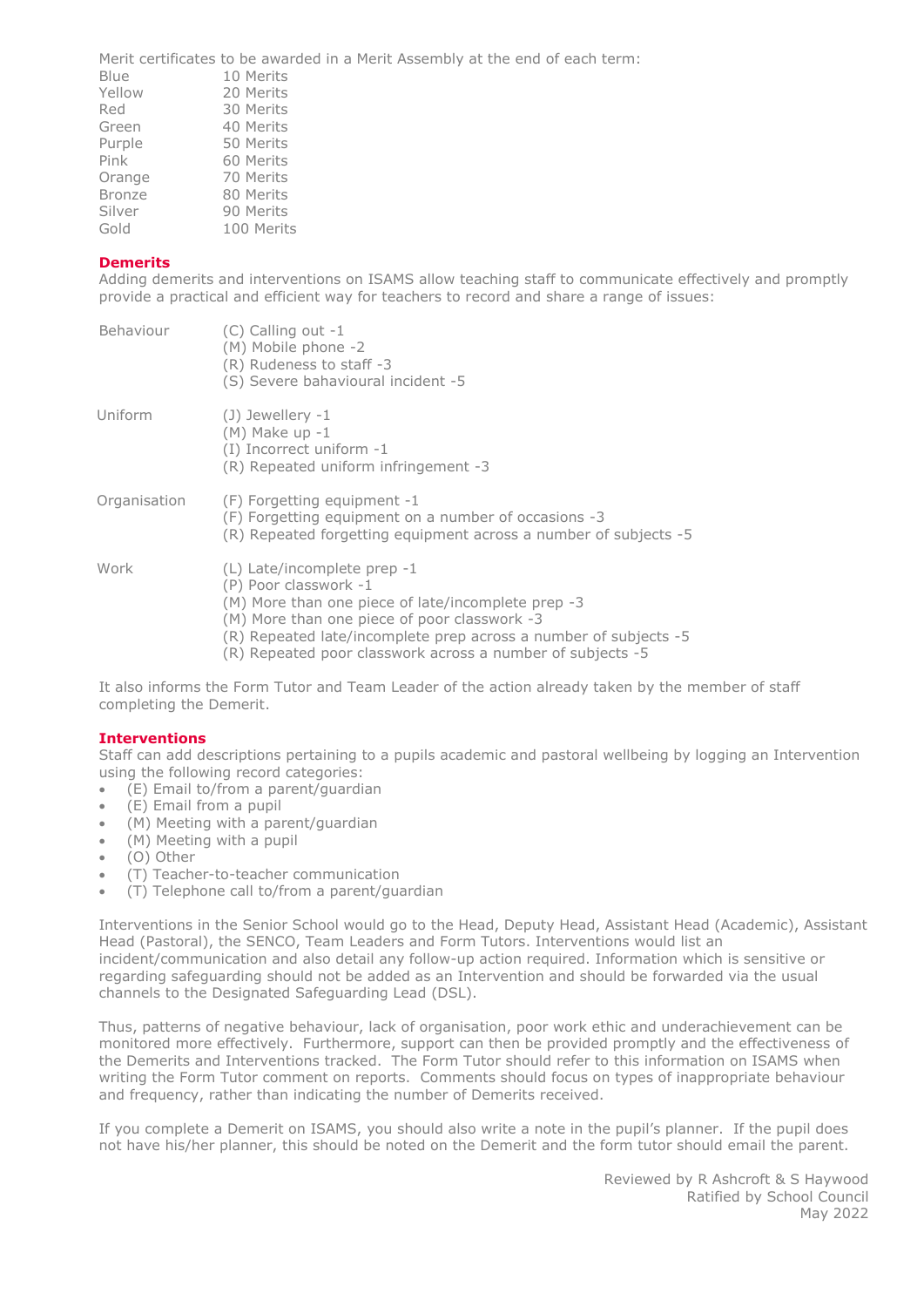Merit certificates to be awarded in a Merit Assembly at the end of each term:

| | |
|---|---|
| Blue | 10 Merits |
| Yellow | 20 Merits |
| Red | 30 Merits |
| Green | 40 Merits |
| Purple | 50 Merits |
| Pink | 60 Merits |
| Orange | 70 Merits |
| Bronze | 80 Merits |
| Silver | 90 Merits |
| Gold | 100 Merits |

**Demerits**

Adding demerits and interventions on ISAMS allow teaching staff to communicate effectively and promptly provide a practical and efficient way for teachers to record and share a range of issues:

| | |
|---|---|
| Behaviour | (C) Calling out -1<br>(M) Mobile phone -2<br>(R) Rudeness to staff -3<br>(S) Severe bahavioural incident -5 |
| Uniform | (J) Jewellery -1<br>(M) Make up -1<br>(I) Incorrect uniform -1<br>(R) Repeated uniform infringement -3 |
| Organisation | (F) Forgetting equipment -1<br>(F) Forgetting equipment on a number of occasions -3<br>(R) Repeated forgetting equipment across a number of subjects -5 |
| Work | (L) Late/incomplete prep -1<br>(P) Poor classwork -1<br>(M) More than one piece of late/incomplete prep -3<br>(M) More than one piece of poor classwork -3<br>(R) Repeated late/incomplete prep across a number of subjects -5<br>(R) Repeated poor classwork across a number of subjects -5 |

It also informs the Form Tutor and Team Leader of the action already taken by the member of staff completing the Demerit.

**Interventions**

Staff can add descriptions pertaining to a pupils academic and pastoral wellbeing by logging an Intervention using the following record categories:

- (E) Email to/from a parent/guardian
- (E) Email from a pupil
- (M) Meeting with a parent/guardian
- (M) Meeting with a pupil
- (O) Other
- (T) Teacher-to-teacher communication
- (T) Telephone call to/from a parent/guardian

Interventions in the Senior School would go to the Head, Deputy Head, Assistant Head (Academic), Assistant Head (Pastoral), the SENCO, Team Leaders and Form Tutors. Interventions would list an incident/communication and also detail any follow-up action required. Information which is sensitive or regarding safeguarding should not be added as an Intervention and should be forwarded via the usual channels to the Designated Safeguarding Lead (DSL).

Thus, patterns of negative behaviour, lack of organisation, poor work ethic and underachievement can be monitored more effectively. Furthermore, support can then be provided promptly and the effectiveness of the Demerits and Interventions tracked. The Form Tutor should refer to this information on ISAMS when writing the Form Tutor comment on reports. Comments should focus on types of inappropriate behaviour and frequency, rather than indicating the number of Demerits received.

If you complete a Demerit on ISAMS, you should also write a note in the pupil's planner. If the pupil does not have his/her planner, this should be noted on the Demerit and the form tutor should email the parent.

Reviewed by R Ashcroft & S Haywood
Ratified by School Council
May 2022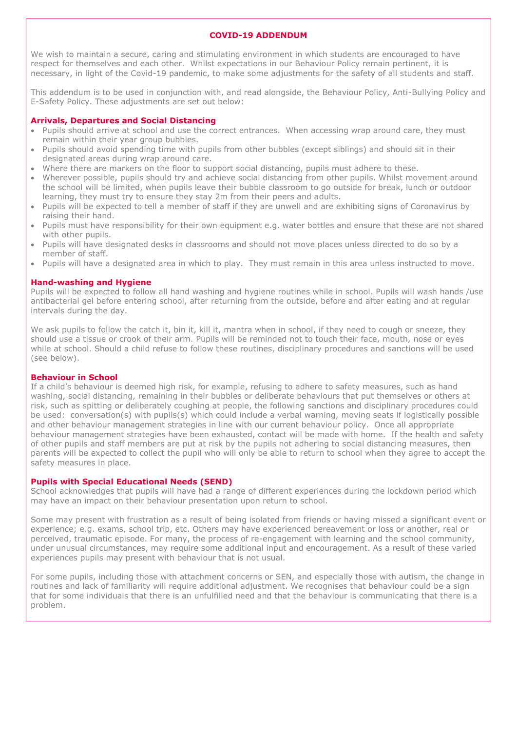## COVID-19 ADDENDUM

We wish to maintain a secure, caring and stimulating environment in which students are encouraged to have respect for themselves and each other. Whilst expectations in our Behaviour Policy remain pertinent, it is necessary, in light of the Covid-19 pandemic, to make some adjustments for the safety of all students and staff.

This addendum is to be used in conjunction with, and read alongside, the Behaviour Policy, Anti-Bullying Policy and E-Safety Policy. These adjustments are set out below:

### Arrivals, Departures and Social Distancing

- Pupils should arrive at school and use the correct entrances. When accessing wrap around care, they must remain within their year group bubbles.
- Pupils should avoid spending time with pupils from other bubbles (except siblings) and should sit in their designated areas during wrap around care.
- Where there are markers on the floor to support social distancing, pupils must adhere to these.
- Wherever possible, pupils should try and achieve social distancing from other pupils. Whilst movement around the school will be limited, when pupils leave their bubble classroom to go outside for break, lunch or outdoor learning, they must try to ensure they stay 2m from their peers and adults.
- Pupils will be expected to tell a member of staff if they are unwell and are exhibiting signs of Coronavirus by raising their hand.
- Pupils must have responsibility for their own equipment e.g. water bottles and ensure that these are not shared with other pupils.
- Pupils will have designated desks in classrooms and should not move places unless directed to do so by a member of staff.
- Pupils will have a designated area in which to play. They must remain in this area unless instructed to move.

### Hand-washing and Hygiene

Pupils will be expected to follow all hand washing and hygiene routines while in school. Pupils will wash hands /use antibacterial gel before entering school, after returning from the outside, before and after eating and at regular intervals during the day.

We ask pupils to follow the catch it, bin it, kill it, mantra when in school, if they need to cough or sneeze, they should use a tissue or crook of their arm. Pupils will be reminded not to touch their face, mouth, nose or eyes while at school. Should a child refuse to follow these routines, disciplinary procedures and sanctions will be used (see below).

### Behaviour in School

If a child's behaviour is deemed high risk, for example, refusing to adhere to safety measures, such as hand washing, social distancing, remaining in their bubbles or deliberate behaviours that put themselves or others at risk, such as spitting or deliberately coughing at people, the following sanctions and disciplinary procedures could be used: conversation(s) with pupils(s) which could include a verbal warning, moving seats if logistically possible and other behaviour management strategies in line with our current behaviour policy. Once all appropriate behaviour management strategies have been exhausted, contact will be made with home. If the health and safety of other pupils and staff members are put at risk by the pupils not adhering to social distancing measures, then parents will be expected to collect the pupil who will only be able to return to school when they agree to accept the safety measures in place.

### Pupils with Special Educational Needs (SEND)

School acknowledges that pupils will have had a range of different experiences during the lockdown period which may have an impact on their behaviour presentation upon return to school.

Some may present with frustration as a result of being isolated from friends or having missed a significant event or experience; e.g. exams, school trip, etc. Others may have experienced bereavement or loss or another, real or perceived, traumatic episode. For many, the process of re-engagement with learning and the school community, under unusual circumstances, may require some additional input and encouragement. As a result of these varied experiences pupils may present with behaviour that is not usual.

For some pupils, including those with attachment concerns or SEN, and especially those with autism, the change in routines and lack of familiarity will require additional adjustment. We recognises that behaviour could be a sign that for some individuals that there is an unfulfilled need and that the behaviour is communicating that there is a problem.